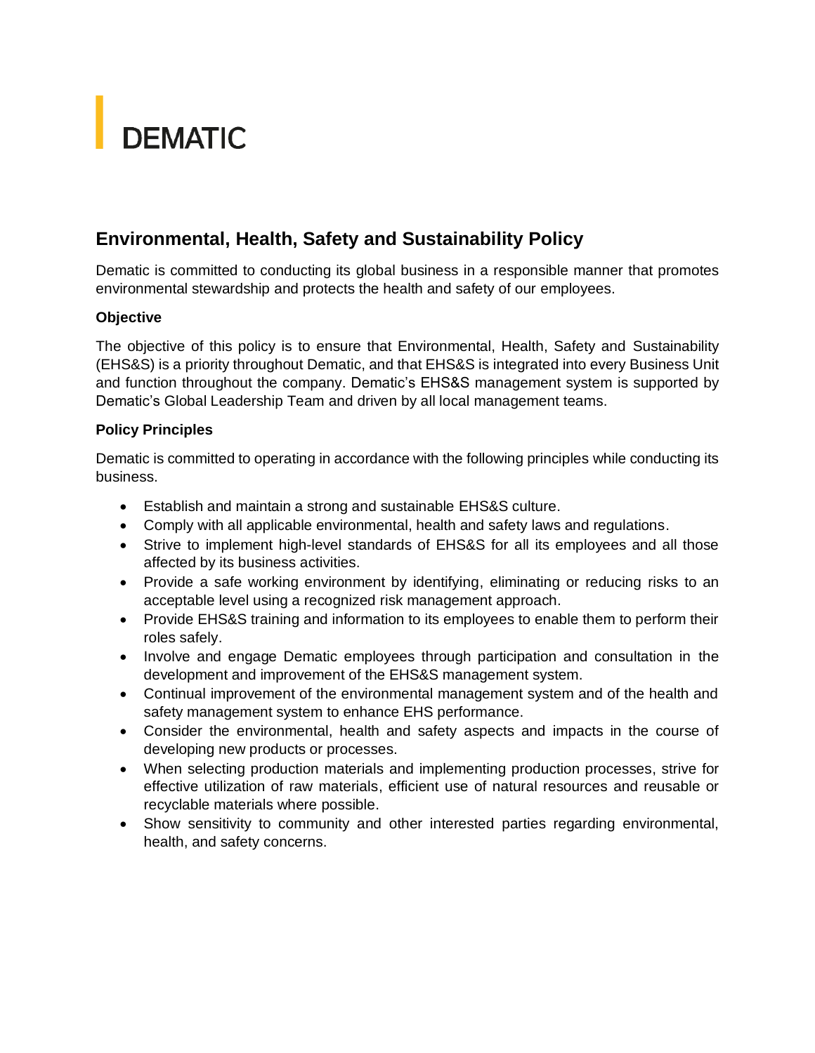DEMATIC

## Environmental, Health, Safety and Sustainability Policy

Dematic is committed to conducting its global business in a responsible manner that promotes environmental stewardship and protects the health and safety of our employees.

**Objective**

The objective of this policy is to ensure that Environmental, Health, Safety and Sustainability (EHS&S) is a priority throughout Dematic, and that EHS&S is integrated into every Business Unit and function throughout the company. Dematic's EHS&S management system is supported by Dematic's Global Leadership Team and driven by all local management teams.

**Policy Principles**

Dematic is committed to operating in accordance with the following principles while conducting its business.

- Establish and maintain a strong and sustainable EHS&S culture.
- Comply with all applicable environmental, health and safety laws and regulations.
- Strive to implement high-level standards of EHS&S for all its employees and all those affected by its business activities.
- Provide a safe working environment by identifying, eliminating or reducing risks to an acceptable level using a recognized risk management approach.
- Provide EHS&S training and information to its employees to enable them to perform their roles safely.
- Involve and engage Dematic employees through participation and consultation in the development and improvement of the EHS&S management system.
- Continual improvement of the environmental management system and of the health and safety management system to enhance EHS performance.
- Consider the environmental, health and safety aspects and impacts in the course of developing new products or processes.
- When selecting production materials and implementing production processes, strive for effective utilization of raw materials, efficient use of natural resources and reusable or recyclable materials where possible.
- Show sensitivity to community and other interested parties regarding environmental, health, and safety concerns.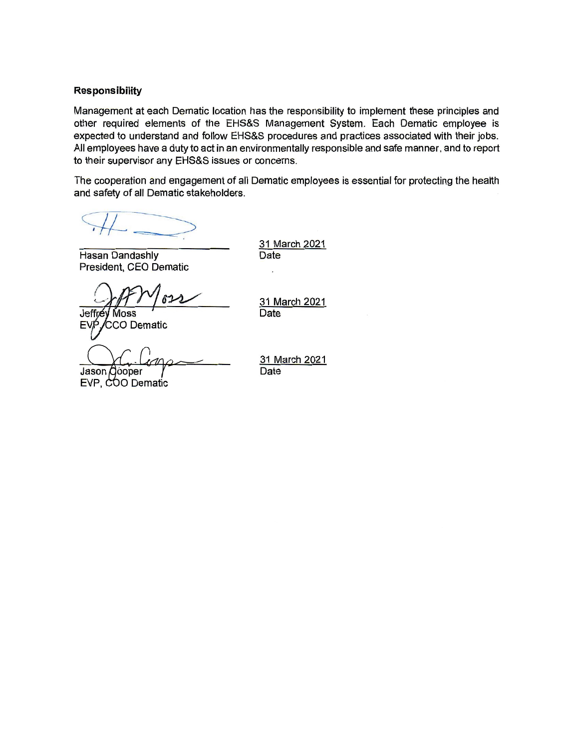**Responsibility**

Management at each Dematic location has the responsibility to implement these principles and other required elements of the EHS&S Management System. Each Dematic employee is expected to understand and follow EHS&S procedures and practices associated with their jobs. All employees have a duty to act in an environmentally responsible and safe manner, and to report to their supervisor any EHS&S issues or concerns.

The cooperation and engagement of all Dematic employees is essential for protecting the health and safety of all Dematic stakeholders.

Hasan Dandashly
President, CEO Dematic

31 March 2021
Date

Jeffrey Moss
EVP, CCO Dematic

31 March 2021
Date

Jason Cooper
EVP, COO Dematic

31 March 2021
Date